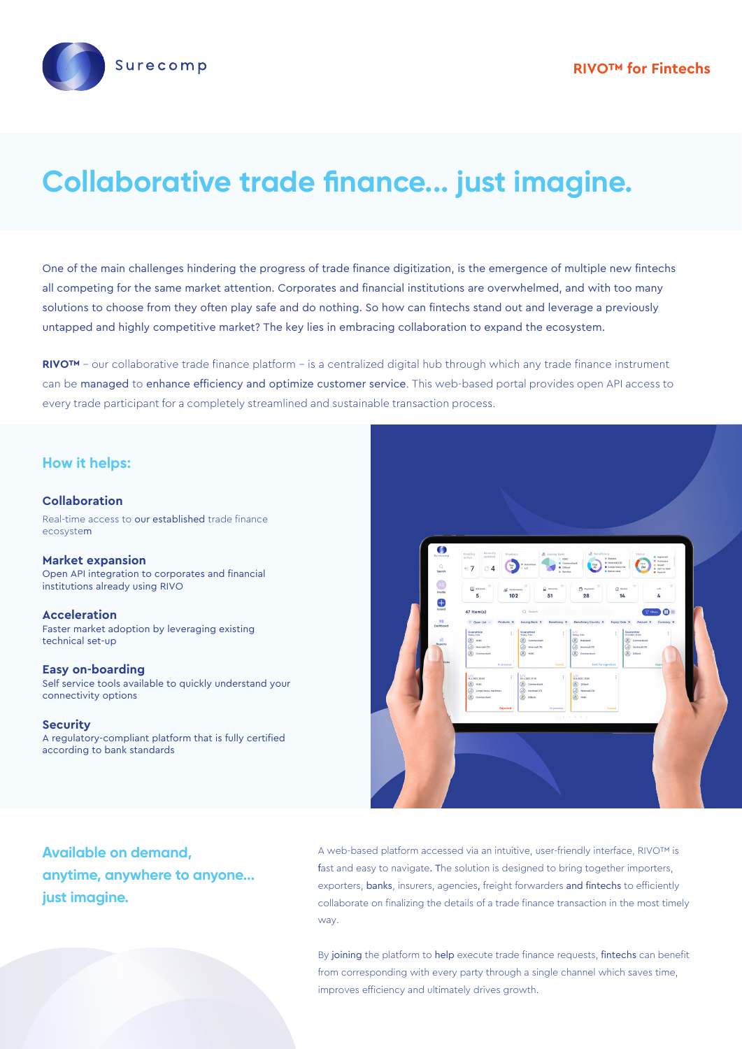Surecomp

RIVO™ for Fintechs

# Collaborative trade finance... just imagine.

One of the main challenges hindering the progress of trade finance digitization, is the emergence of multiple new fintechs all competing for the same market attention. Corporates and financial institutions are overwhelmed, and with too many solutions to choose from they often play safe and do nothing. So how can fintechs stand out and leverage a previously untapped and highly competitive market? The key lies in embracing collaboration to expand the ecosystem.

**RIVO™** – our collaborative trade finance platform – is a centralized digital hub through which any trade finance instrument can be managed to enhance efficiency and optimize customer service. This web-based portal provides open API access to every trade participant for a completely streamlined and sustainable transaction process.

## How it helps:

### Collaboration

Real-time access to our established trade finance ecosystem

### Market expansion

Open API integration to corporates and financial institutions already using RIVO

### Acceleration

Faster market adoption by leveraging existing technical set-up

### Easy on-boarding

Self service tools available to quickly understand your connectivity options

### Security

A regulatory-compliant platform that is fully certified according to bank standards

## Available on demand, anytime, anywhere to anyone... just imagine.

A web-based platform accessed via an intuitive, user-friendly interface, RIVO™ is fast and easy to navigate. The solution is designed to bring together importers, exporters, banks, insurers, agencies, freight forwarders and fintechs to efficiently collaborate on finalizing the details of a trade finance transaction in the most timely way.

By joining the platform to help execute trade finance requests, fintechs can benefit from corresponding with every party through a single channel which saves time, improves efficiency and ultimately drives growth.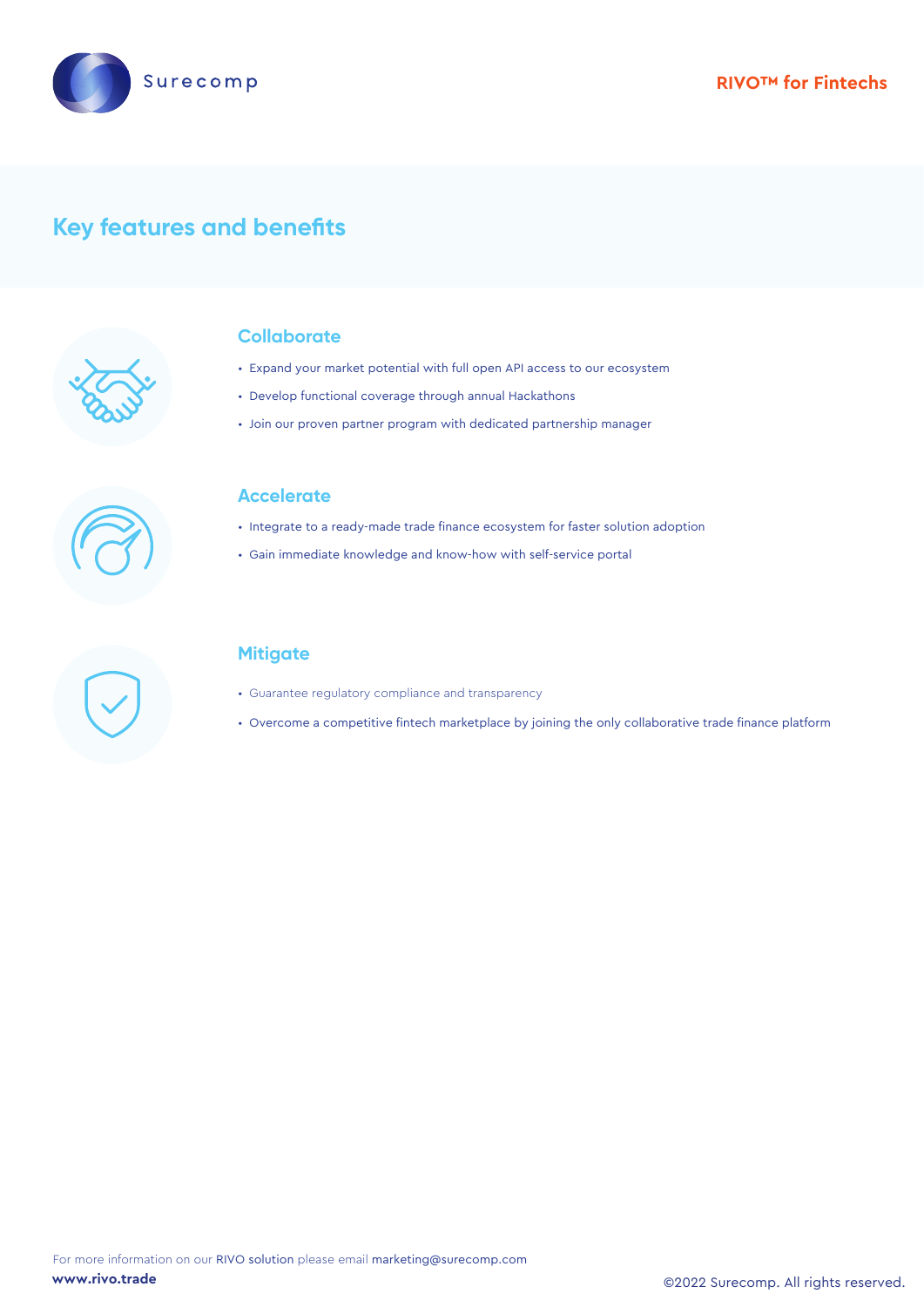## Key features and benefits

### Collaborate

- Expand your market potential with full open API access to our ecosystem
- Develop functional coverage through annual Hackathons
- Join our proven partner program with dedicated partnership manager

### Accelerate

- Integrate to a ready-made trade finance ecosystem for faster solution adoption
- Gain immediate knowledge and know-how with self-service portal

### Mitigate

- Guarantee regulatory compliance and transparency
- Overcome a competitive fintech marketplace by joining the only collaborative trade finance platform

For more information on our RIVO solution please email marketing@surecomp.com

**www.rivo.trade**

©2022 Surecomp. All rights reserved.